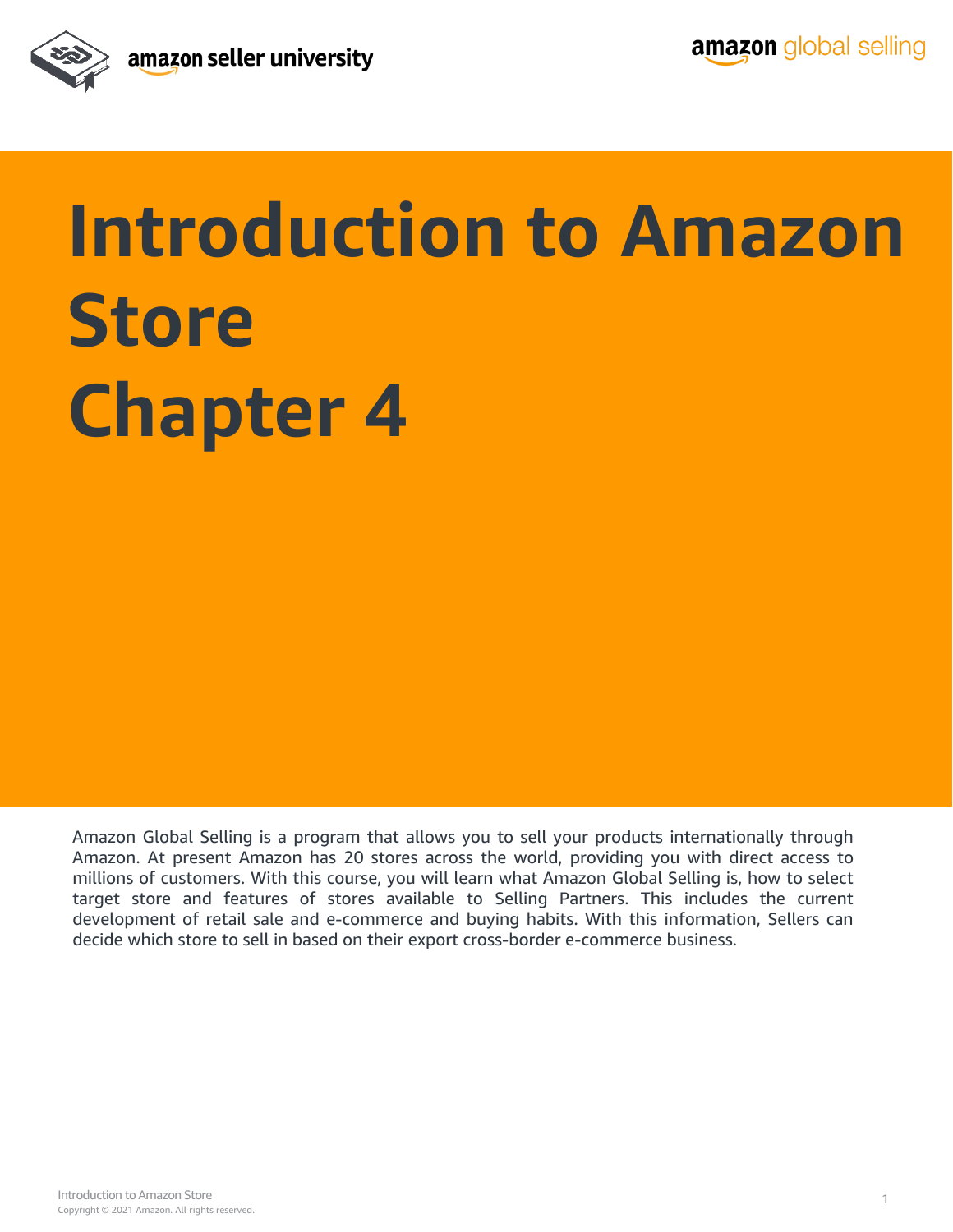# Introduction to Amazon Store
# Chapter 4

Amazon Global Selling is a program that allows you to sell your products internationally through Amazon. At present Amazon has 20 stores across the world, providing you with direct access to millions of customers. With this course, you will learn what Amazon Global Selling is, how to select target store and features of stores available to Selling Partners. This includes the current development of retail sale and e-commerce and buying habits. With this information, Sellers can decide which store to sell in based on their export cross-border e-commerce business.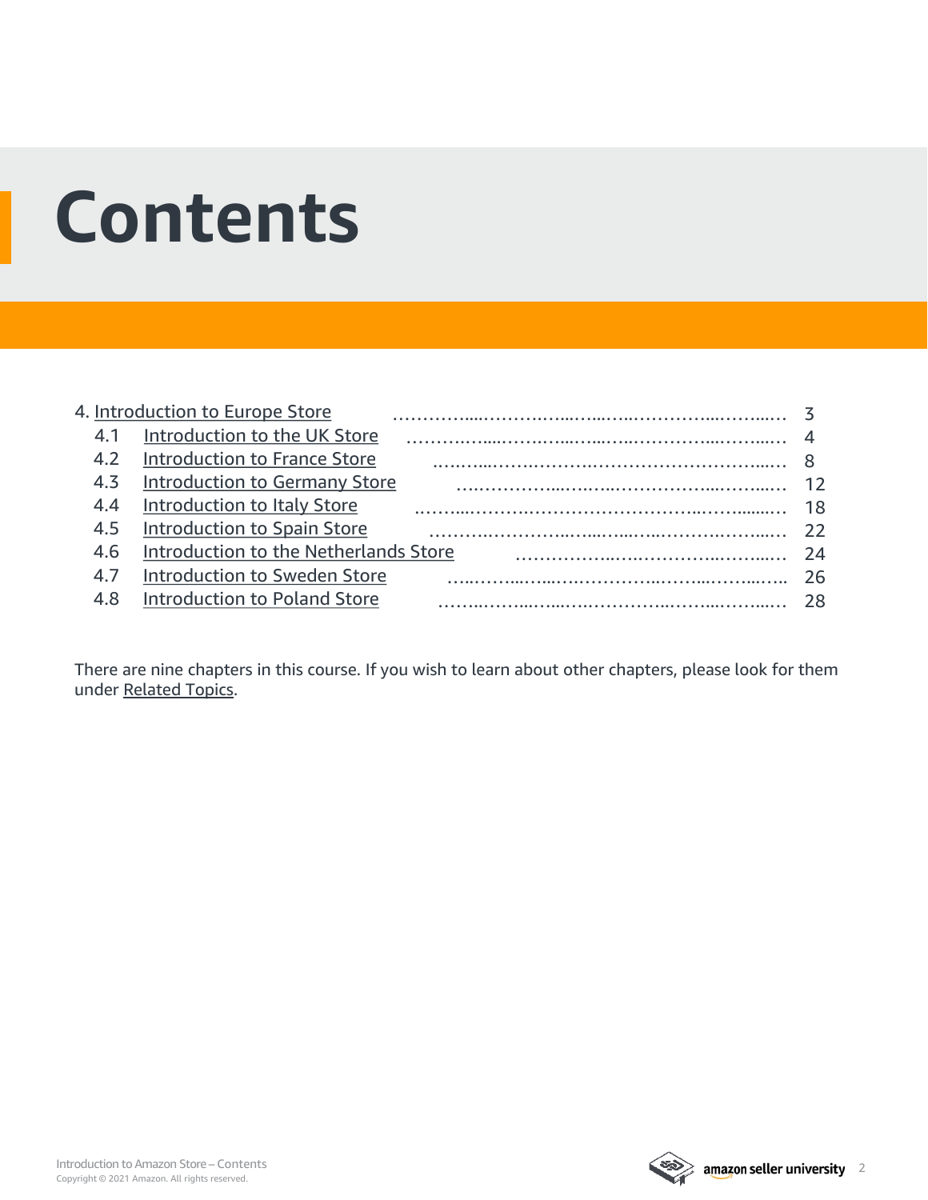# Contents

4. Introduction to Europe Store ........................................ 3
    - 4.1 Introduction to the UK Store ........................................ 4
    - 4.2 Introduction to France Store ........................................ 8
    - 4.3 Introduction to Germany Store ........................................ 12
    - 4.4 Introduction to Italy Store ........................................ 18
    - 4.5 Introduction to Spain Store ........................................ 22
    - 4.6 Introduction to the Netherlands Store ........................................ 24
    - 4.7 Introduction to Sweden Store ........................................ 26
    - 4.8 Introduction to Poland Store ........................................ 28

There are nine chapters in this course. If you wish to learn about other chapters, please look for them under Related Topics.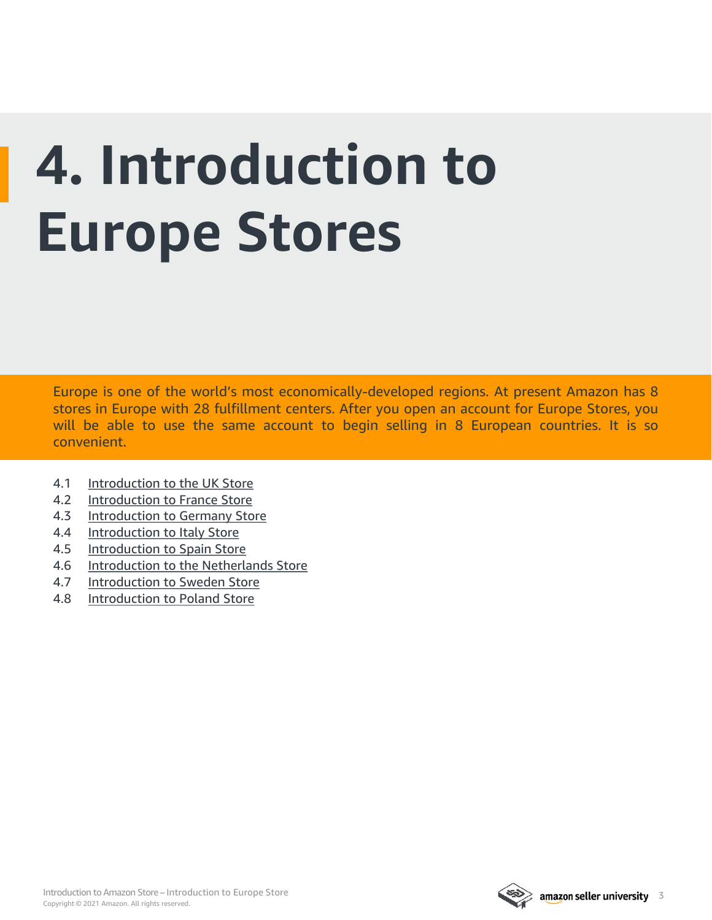# 4. Introduction to Europe Stores

Europe is one of the world's most economically-developed regions. At present Amazon has 8 stores in Europe with 28 fulfillment centers. After you open an account for Europe Stores, you will be able to use the same account to begin selling in 8 European countries. It is so convenient.

- 4.1 Introduction to the UK Store
- 4.2 Introduction to France Store
- 4.3 Introduction to Germany Store
- 4.4 Introduction to Italy Store
- 4.5 Introduction to Spain Store
- 4.6 Introduction to the Netherlands Store
- 4.7 Introduction to Sweden Store
- 4.8 Introduction to Poland Store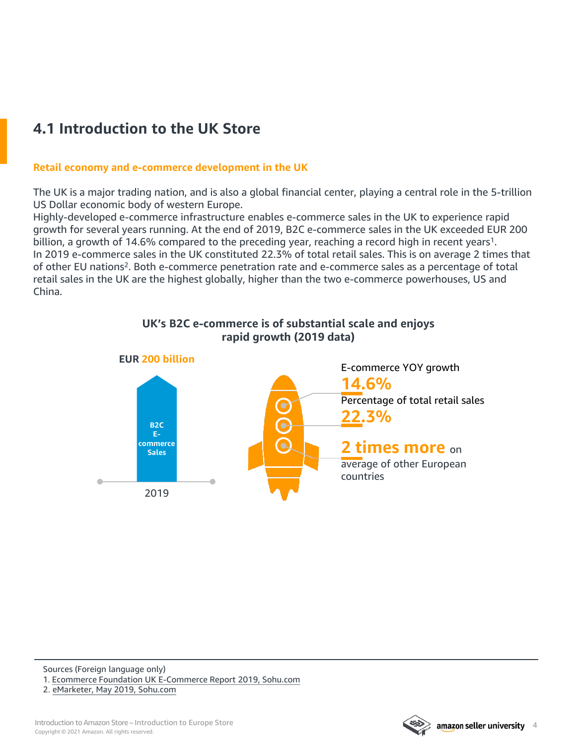## 4.1 Introduction to the UK Store

### Retail economy and e-commerce development in the UK

The UK is a major trading nation, and is also a global financial center, playing a central role in the 5-trillion US Dollar economic body of western Europe.
Highly-developed e-commerce infrastructure enables e-commerce sales in the UK to experience rapid growth for several years running. At the end of 2019, B2C e-commerce sales in the UK exceeded EUR 200 billion, a growth of 14.6% compared to the preceding year, reaching a record high in recent years[1].
In 2019 e-commerce sales in the UK constituted 22.3% of total retail sales. This is on average 2 times that of other EU nations[2]. Both e-commerce penetration rate and e-commerce sales as a percentage of total retail sales in the UK are the highest globally, higher than the two e-commerce powerhouses, US and China.

**UK's B2C e-commerce is of substantial scale and enjoys rapid growth (2019 data)**

EUR **200 billion**

B2C E-commerce Sales

2019

E-commerce YOY growth
**14.6%**

Percentage of total retail sales
**22.3%**

**2 times more** on average of other European countries

---

Sources (Foreign language only)

1. Ecommerce Foundation UK E-Commerce Report 2019, Sohu.com
2. eMarketer, May 2019, Sohu.com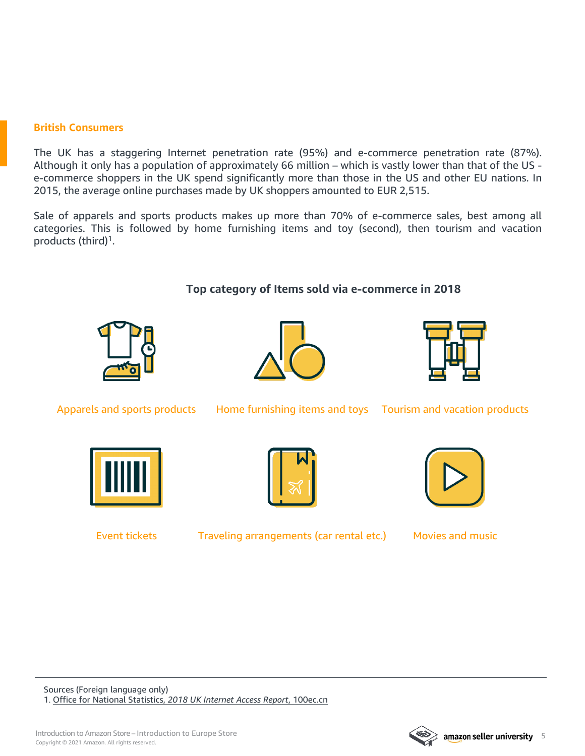## British Consumers

The UK has a staggering Internet penetration rate (95%) and e-commerce penetration rate (87%). Although it only has a population of approximately 66 million – which is vastly lower than that of the US - e-commerce shoppers in the UK spend significantly more than those in the US and other EU nations. In 2015, the average online purchases made by UK shoppers amounted to EUR 2,515.

Sale of apparels and sports products makes up more than 70% of e-commerce sales, best among all categories. This is followed by home furnishing items and toy (second), then tourism and vacation products (third)[1].

### Top category of Items sold via e-commerce in 2018

- Apparels and sports products
- Home furnishing items and toys
- Tourism and vacation products
- Event tickets
- Traveling arrangements (car rental etc.)
- Movies and music

---

Sources (Foreign language only)
1. Office for National Statistics, *2018 UK Internet Access Report*, 100ec.cn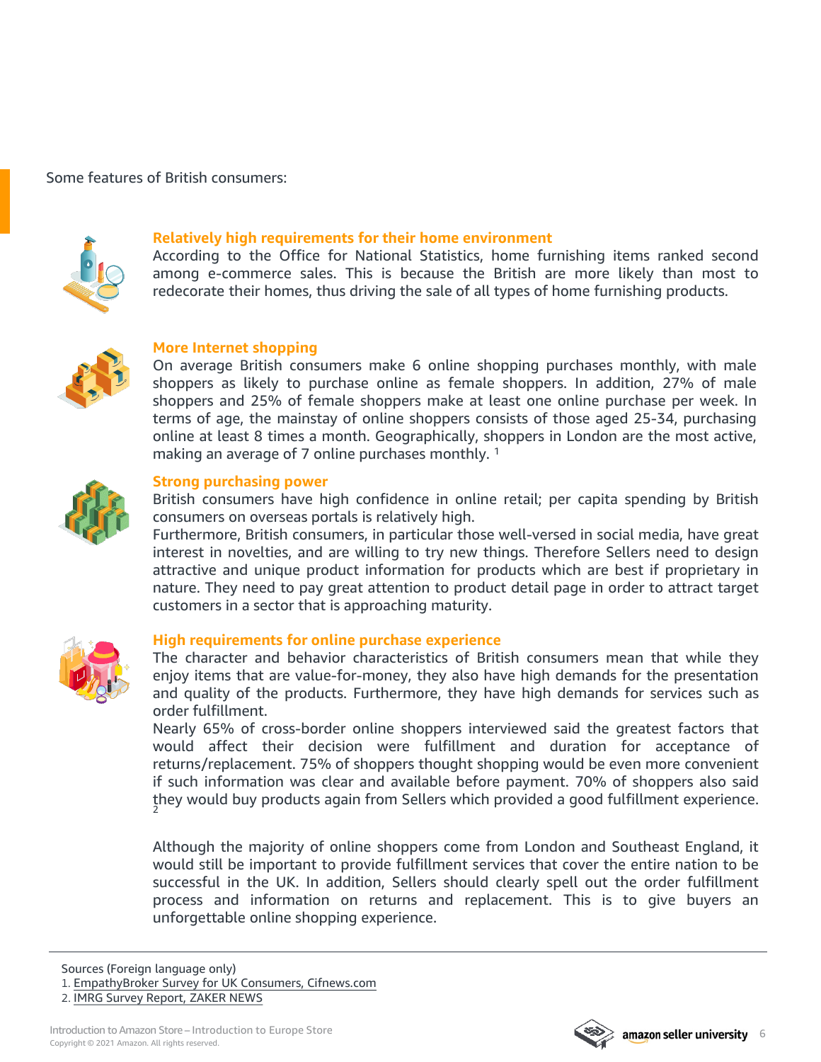Some features of British consumers:

### Relatively high requirements for their home environment

According to the Office for National Statistics, home furnishing items ranked second among e-commerce sales. This is because the British are more likely than most to redecorate their homes, thus driving the sale of all types of home furnishing products.

### More Internet shopping

On average British consumers make 6 online shopping purchases monthly, with male shoppers as likely to purchase online as female shoppers. In addition, 27% of male shoppers and 25% of female shoppers make at least one online purchase per week. In terms of age, the mainstay of online shoppers consists of those aged 25-34, purchasing online at least 8 times a month. Geographically, shoppers in London are the most active, making an average of 7 online purchases monthly. [1]

### Strong purchasing power

British consumers have high confidence in online retail; per capita spending by British consumers on overseas portals is relatively high.

Furthermore, British consumers, in particular those well-versed in social media, have great interest in novelties, and are willing to try new things. Therefore Sellers need to design attractive and unique product information for products which are best if proprietary in nature. They need to pay great attention to product detail page in order to attract target customers in a sector that is approaching maturity.

### High requirements for online purchase experience

The character and behavior characteristics of British consumers mean that while they enjoy items that are value-for-money, they also have high demands for the presentation and quality of the products. Furthermore, they have high demands for services such as order fulfillment.

Nearly 65% of cross-border online shoppers interviewed said the greatest factors that would affect their decision were fulfillment and duration for acceptance of returns/replacement. 75% of shoppers thought shopping would be even more convenient if such information was clear and available before payment. 70% of shoppers also said they would buy products again from Sellers which provided a good fulfillment experience. [2]

Although the majority of online shoppers come from London and Southeast England, it would still be important to provide fulfillment services that cover the entire nation to be successful in the UK. In addition, Sellers should clearly spell out the order fulfillment process and information on returns and replacement. This is to give buyers an unforgettable online shopping experience.

---

Sources (Foreign language only)

1. EmpathyBroker Survey for UK Consumers, Cifnews.com
2. IMRG Survey Report, ZAKER NEWS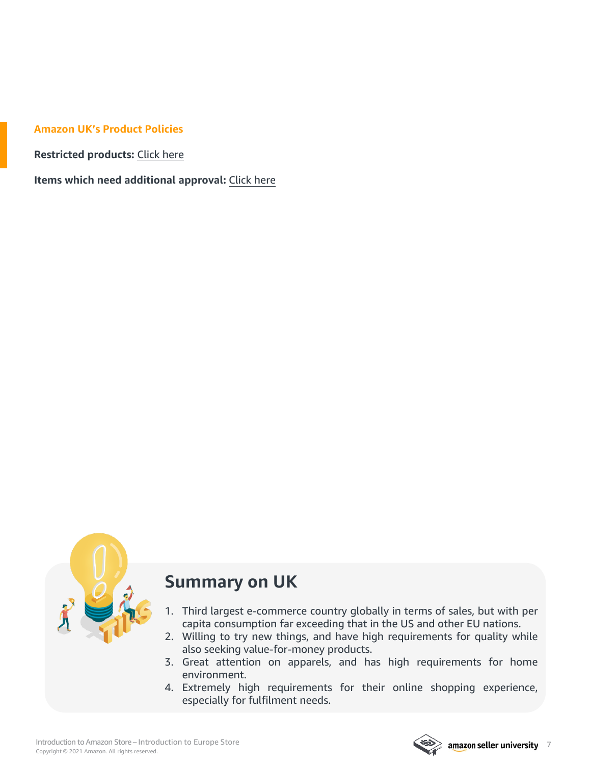## Amazon UK's Product Policies

**Restricted products:** Click here

**Items which need additional approval:** Click here

## Summary on UK

1. Third largest e-commerce country globally in terms of sales, but with per capita consumption far exceeding that in the US and other EU nations.
2. Willing to try new things, and have high requirements for quality while also seeking value-for-money products.
3. Great attention on apparels, and has high requirements for home environment.
4. Extremely high requirements for their online shopping experience, especially for fulfilment needs.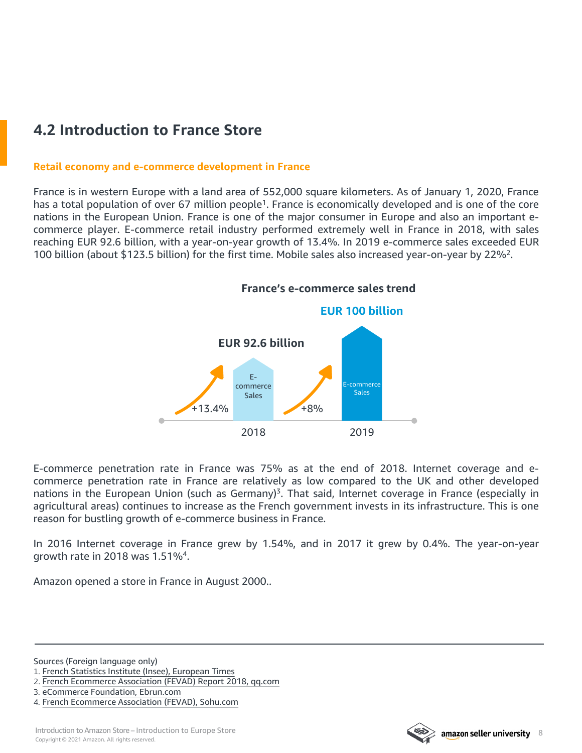## 4.2 Introduction to France Store

**Retail economy and e-commerce development in France**

France is in western Europe with a land area of 552,000 square kilometers. As of January 1, 2020, France has a total population of over 67 million people[1]. France is economically developed and is one of the core nations in the European Union. France is one of the major consumer in Europe and also an important e-commerce player. E-commerce retail industry performed extremely well in France in 2018, with sales reaching EUR 92.6 billion, with a year-on-year growth of 13.4%. In 2019 e-commerce sales exceeded EUR 100 billion (about $123.5 billion) for the first time. Mobile sales also increased year-on-year by 22%[2].

**France's e-commerce sales trend**

| Year | E-commerce Sales | Growth |
|---|---|---|
| 2018 | EUR 92.6 billion | +13.4% |
| 2019 | EUR 100 billion | +8% |

E-commerce penetration rate in France was 75% as at the end of 2018. Internet coverage and e-commerce penetration rate in France are relatively as low compared to the UK and other developed nations in the European Union (such as Germany)[3]. That said, Internet coverage in France (especially in agricultural areas) continues to increase as the French government invests in its infrastructure. This is one reason for bustling growth of e-commerce business in France.

In 2016 Internet coverage in France grew by 1.54%, and in 2017 it grew by 0.4%. The year-on-year growth rate in 2018 was 1.51%[4].

Amazon opened a store in France in August 2000..

---

Sources (Foreign language only)

1. French Statistics Institute (Insee), European Times
2. French Ecommerce Association (FEVAD) Report 2018, qq.com
3. eCommerce Foundation, Ebrun.com
4. French Ecommerce Association (FEVAD), Sohu.com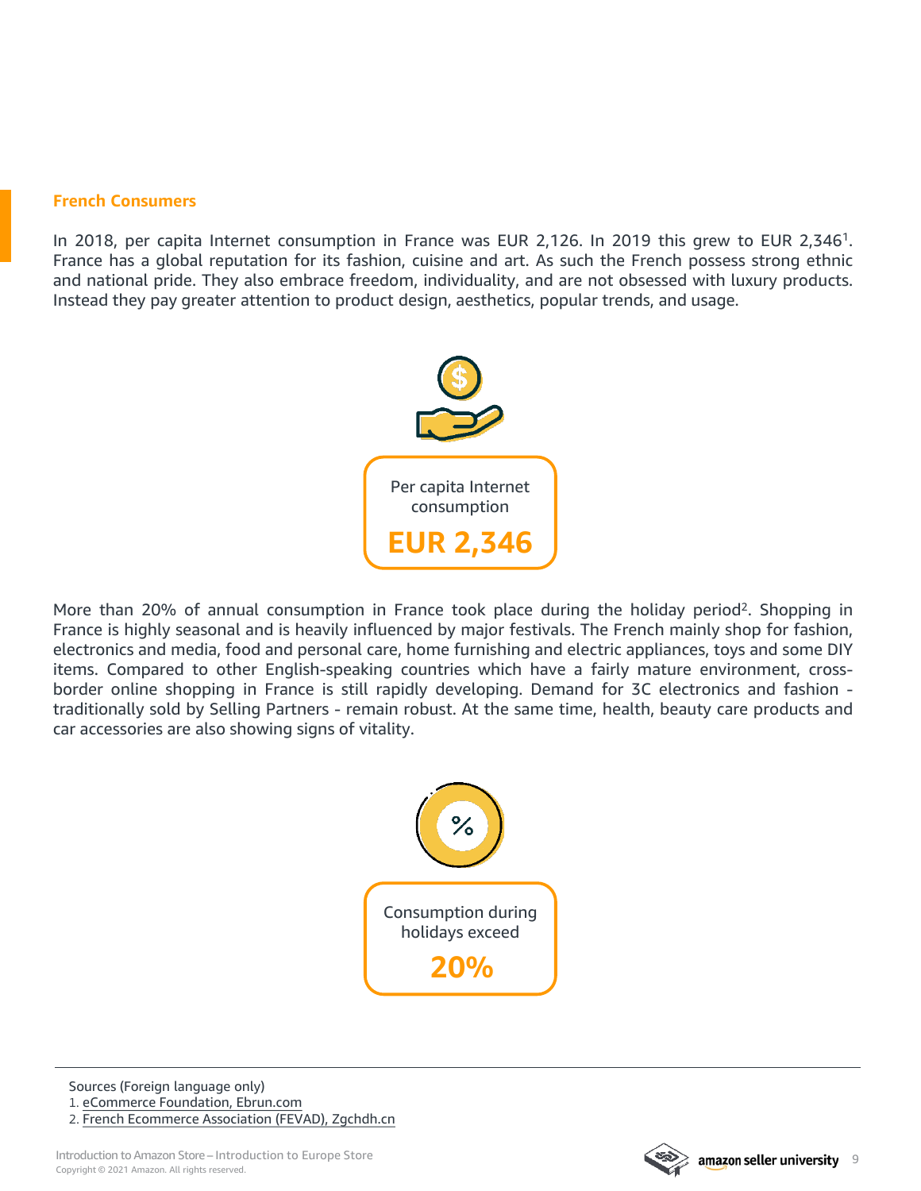## French Consumers

In 2018, per capita Internet consumption in France was EUR 2,126. In 2019 this grew to EUR 2,346[1]. France has a global reputation for its fashion, cuisine and art. As such the French possess strong ethnic and national pride. They also embrace freedom, individuality, and are not obsessed with luxury products. Instead they pay greater attention to product design, aesthetics, popular trends, and usage.

Per capita Internet consumption

**EUR 2,346**

More than 20% of annual consumption in France took place during the holiday period[2]. Shopping in France is highly seasonal and is heavily influenced by major festivals. The French mainly shop for fashion, electronics and media, food and personal care, home furnishing and electric appliances, toys and some DIY items. Compared to other English-speaking countries which have a fairly mature environment, cross-border online shopping in France is still rapidly developing. Demand for 3C electronics and fashion - traditionally sold by Selling Partners - remain robust. At the same time, health, beauty care products and car accessories are also showing signs of vitality.

Consumption during holidays exceed

**20%**

---

Sources (Foreign language only)

1. eCommerce Foundation, Ebrun.com
2. French Ecommerce Association (FEVAD), Zgchdh.cn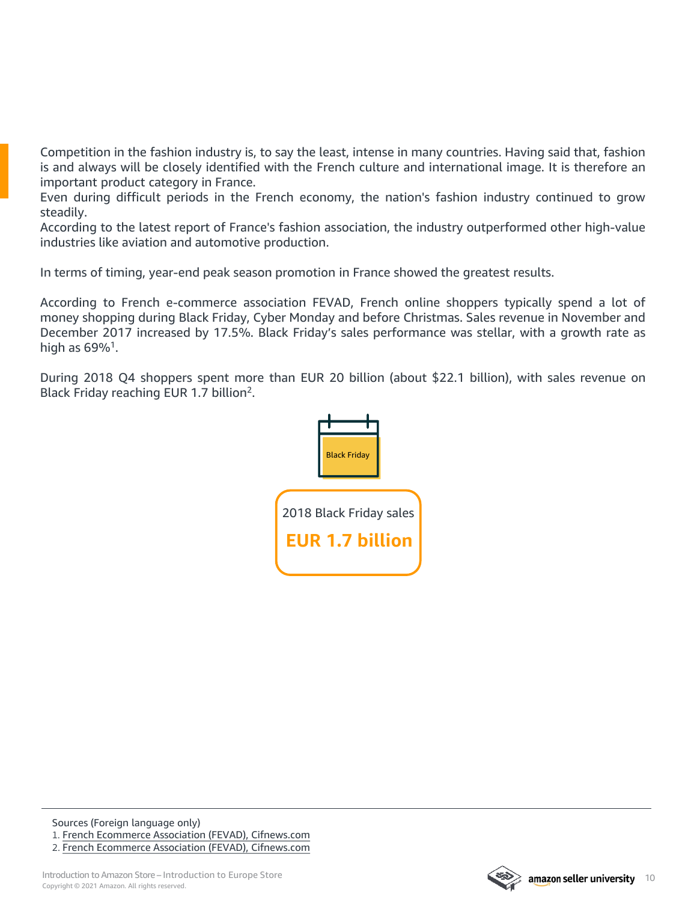Competition in the fashion industry is, to say the least, intense in many countries. Having said that, fashion is and always will be closely identified with the French culture and international image. It is therefore an important product category in France.
Even during difficult periods in the French economy, the nation's fashion industry continued to grow steadily.
According to the latest report of France's fashion association, the industry outperformed other high-value industries like aviation and automotive production.

In terms of timing, year-end peak season promotion in France showed the greatest results.

According to French e-commerce association FEVAD, French online shoppers typically spend a lot of money shopping during Black Friday, Cyber Monday and before Christmas. Sales revenue in November and December 2017 increased by 17.5%. Black Friday's sales performance was stellar, with a growth rate as high as 69%[1].

During 2018 Q4 shoppers spent more than EUR 20 billion (about $22.1 billion), with sales revenue on Black Friday reaching EUR 1.7 billion[2].

Black Friday

2018 Black Friday sales

**EUR 1.7 billion**

Sources (Foreign language only)
1. French Ecommerce Association (FEVAD), Cifnews.com
2. French Ecommerce Association (FEVAD), Cifnews.com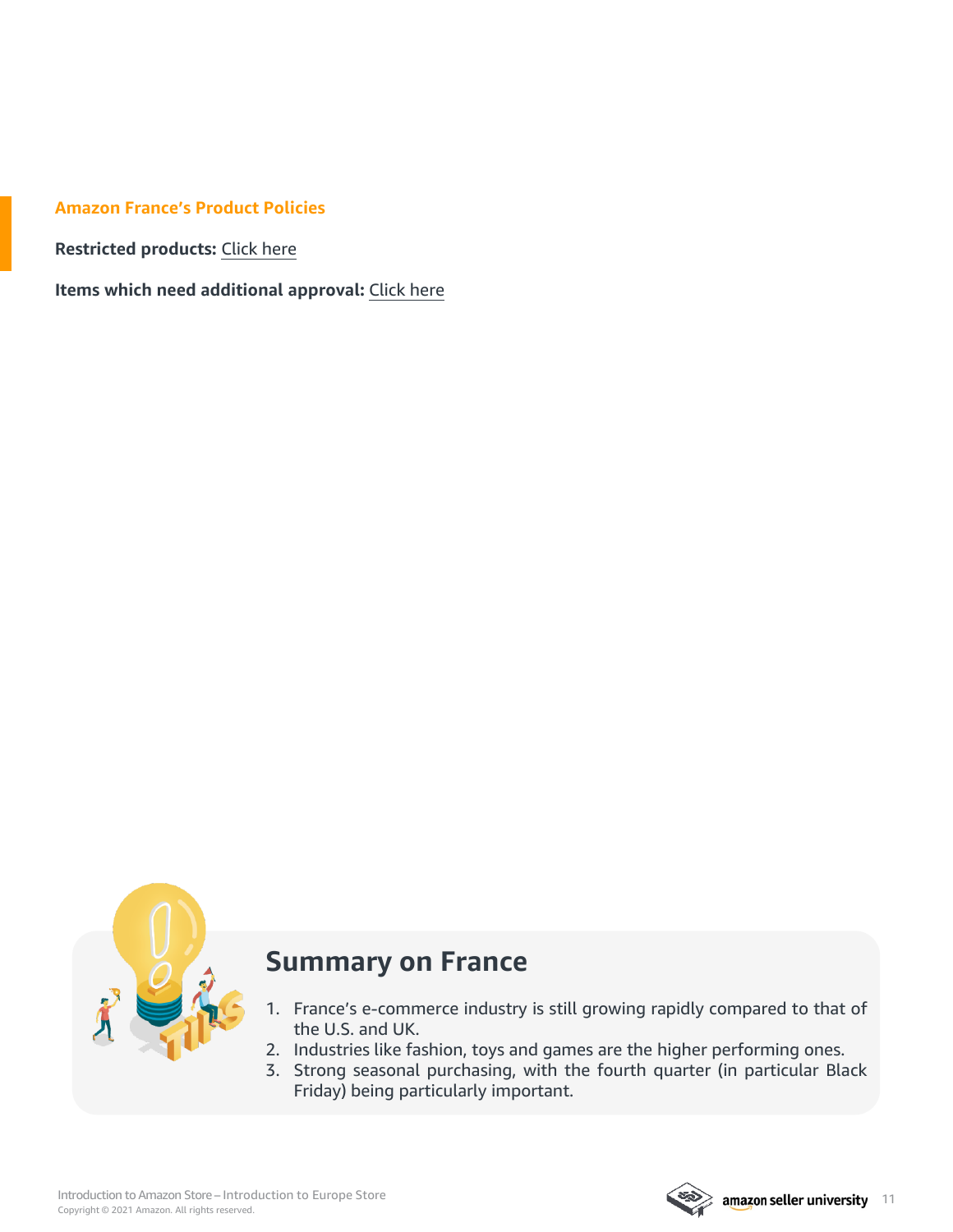## Amazon France's Product Policies

**Restricted products:** Click here

**Items which need additional approval:** Click here

## Summary on France

1. France's e-commerce industry is still growing rapidly compared to that of the U.S. and UK.
2. Industries like fashion, toys and games are the higher performing ones.
3. Strong seasonal purchasing, with the fourth quarter (in particular Black Friday) being particularly important.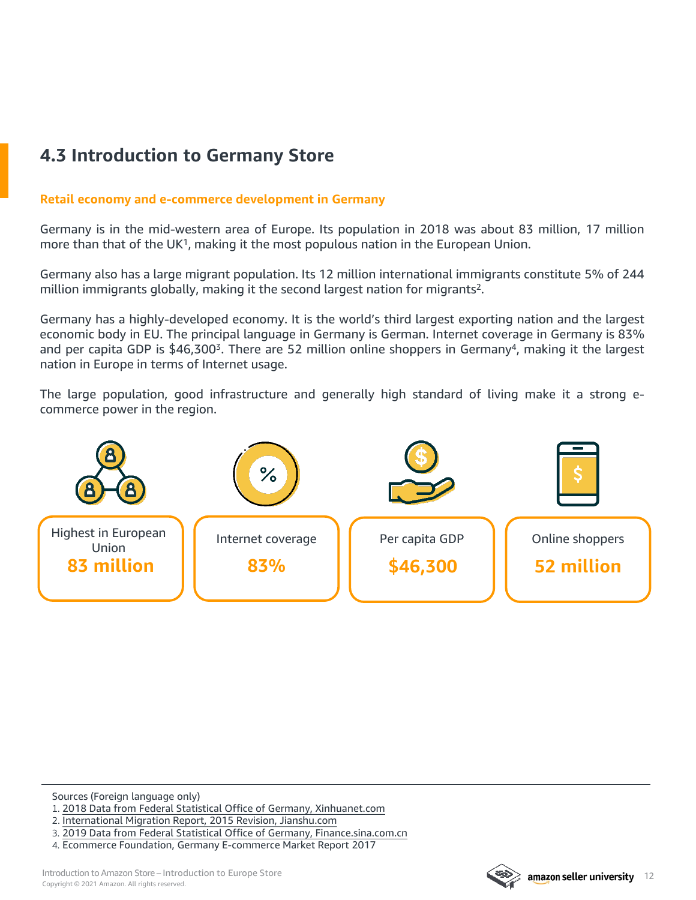## 4.3 Introduction to Germany Store

**Retail economy and e-commerce development in Germany**

Germany is in the mid-western area of Europe. Its population in 2018 was about 83 million, 17 million more than that of the UK[1], making it the most populous nation in the European Union.

Germany also has a large migrant population. Its 12 million international immigrants constitute 5% of 244 million immigrants globally, making it the second largest nation for migrants[2].

Germany has a highly-developed economy. It is the world's third largest exporting nation and the largest economic body in EU. The principal language in Germany is German. Internet coverage in Germany is 83% and per capita GDP is $46,300[3]. There are 52 million online shoppers in Germany[4], making it the largest nation in Europe in terms of Internet usage.

The large population, good infrastructure and generally high standard of living make it a strong e-commerce power in the region.

| Highest in European Union | Internet coverage | Per capita GDP | Online shoppers |
| --- | --- | --- | --- |
| **83 million** | **83%** | **$46,300** | **52 million** |

Sources (Foreign language only)

1. 2018 Data from Federal Statistical Office of Germany, Xinhuanet.com
2. International Migration Report, 2015 Revision, Jianshu.com
3. 2019 Data from Federal Statistical Office of Germany, Finance.sina.com.cn
4. Ecommerce Foundation, Germany E-commerce Market Report 2017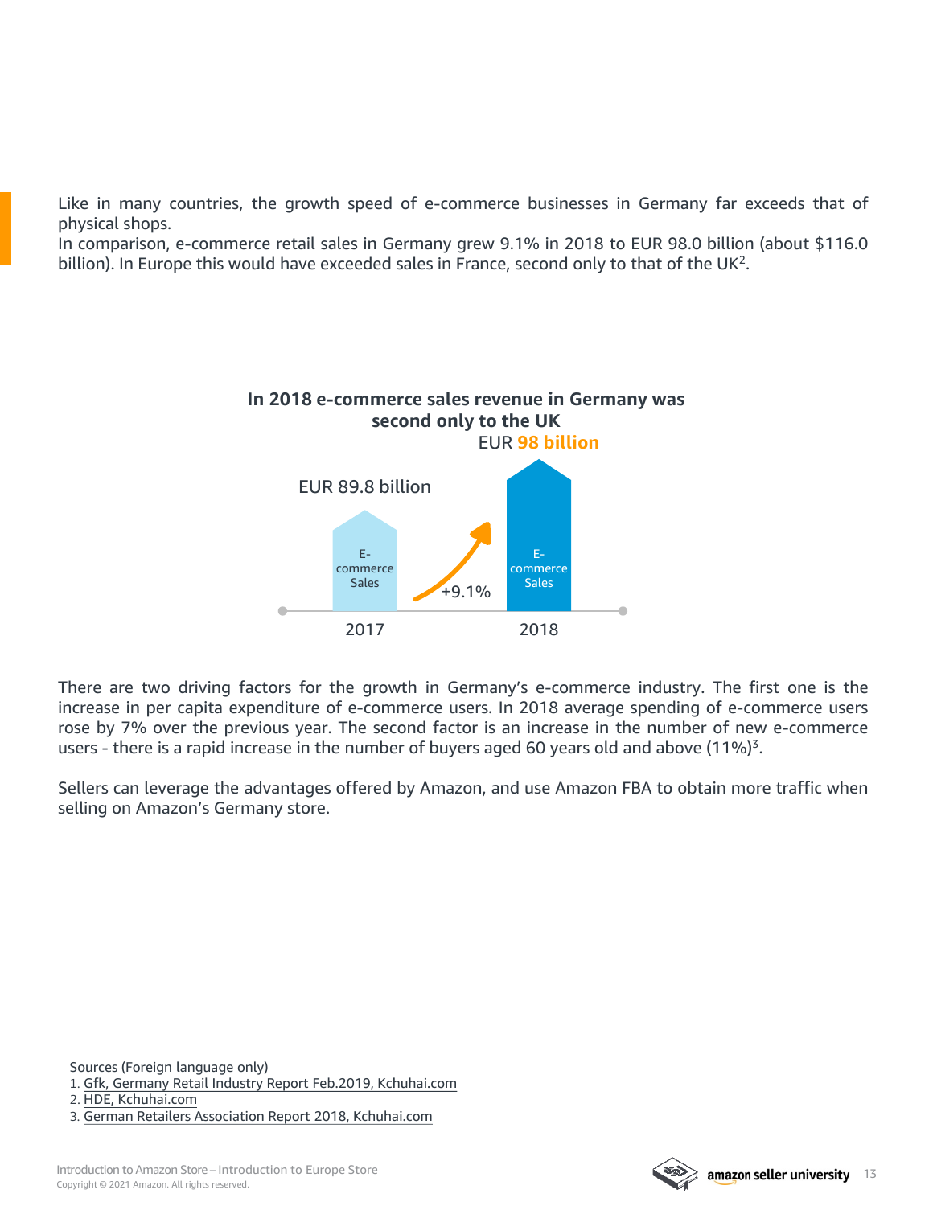Like in many countries, the growth speed of e-commerce businesses in Germany far exceeds that of physical shops.
In comparison, e-commerce retail sales in Germany grew 9.1% in 2018 to EUR 98.0 billion (about $116.0 billion). In Europe this would have exceeded sales in France, second only to that of the UK[2].

**In 2018 e-commerce sales revenue in Germany was second only to the UK**

EUR **98 billion**

EUR 89.8 billion

E-commerce Sales

+9.1%

E-commerce Sales

2017

2018

There are two driving factors for the growth in Germany's e-commerce industry. The first one is the increase in per capita expenditure of e-commerce users. In 2018 average spending of e-commerce users rose by 7% over the previous year. The second factor is an increase in the number of new e-commerce users - there is a rapid increase in the number of buyers aged 60 years old and above (11%)[3].

Sellers can leverage the advantages offered by Amazon, and use Amazon FBA to obtain more traffic when selling on Amazon's Germany store.

---

Sources (Foreign language only)

1. Gfk, Germany Retail Industry Report Feb.2019, Kchuhai.com
2. HDE, Kchuhai.com
3. German Retailers Association Report 2018, Kchuhai.com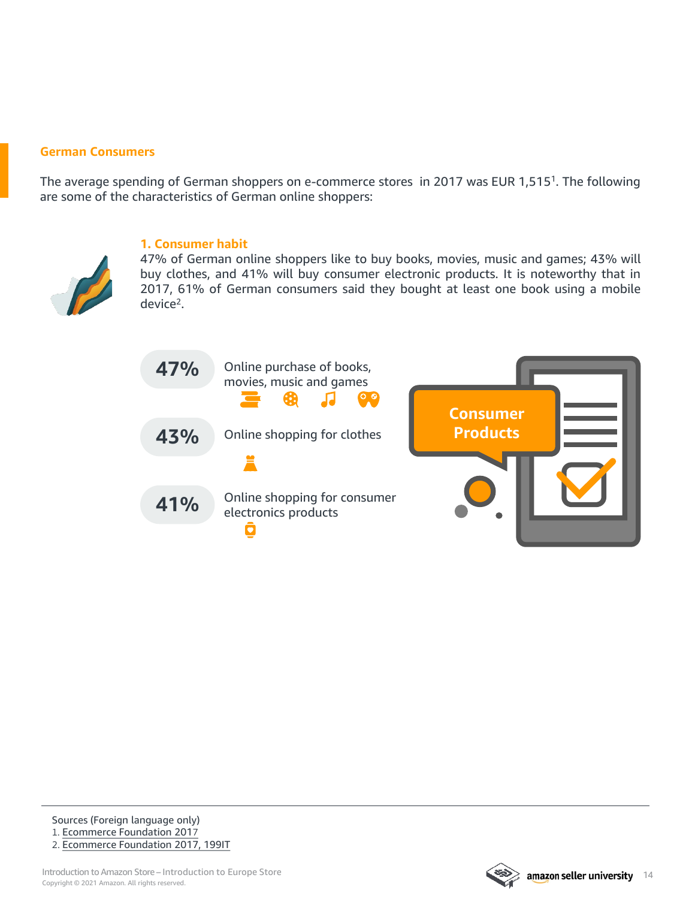## German Consumers

The average spending of German shoppers on e-commerce stores in 2017 was EUR 1,515[1]. The following are some of the characteristics of German online shoppers:

### 1. Consumer habit

47% of German online shoppers like to buy books, movies, music and games; 43% will buy clothes, and 41% will buy consumer electronic products. It is noteworthy that in 2017, 61% of German consumers said they bought at least one book using a mobile device[2].

**47%** Online purchase of books, movies, music and games

**43%** Online shopping for clothes

**41%** Online shopping for consumer electronics products

**Consumer Products**

---

Sources (Foreign language only)

1. Ecommerce Foundation 2017
2. Ecommerce Foundation 2017, 199IT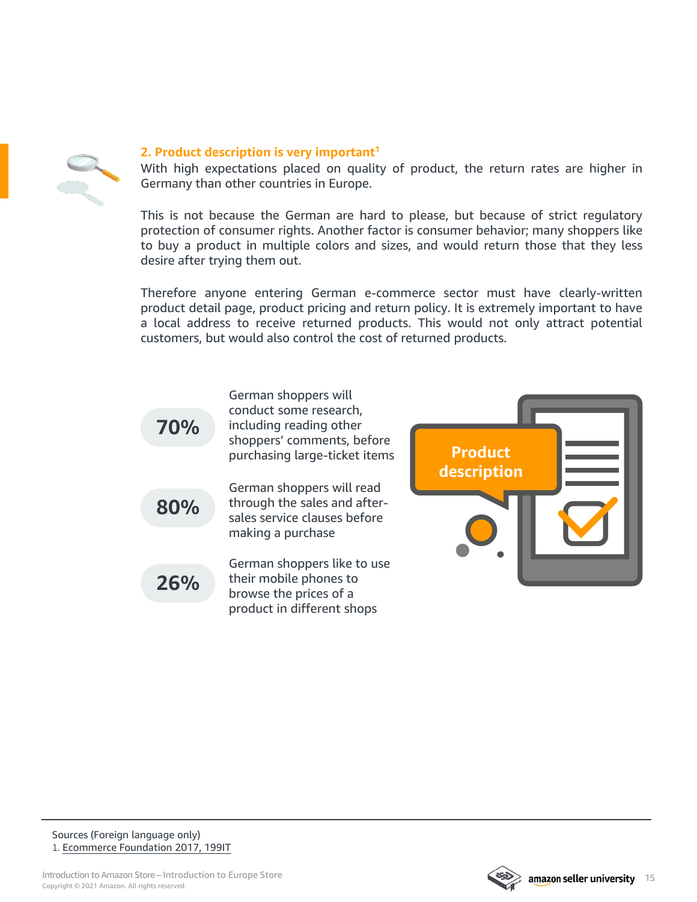## 2. Product description is very important[1]

With high expectations placed on quality of product, the return rates are higher in Germany than other countries in Europe.

This is not because the German are hard to please, but because of strict regulatory protection of consumer rights. Another factor is consumer behavior; many shoppers like to buy a product in multiple colors and sizes, and would return those that they less desire after trying them out.

Therefore anyone entering German e-commerce sector must have clearly-written product detail page, product pricing and return policy. It is extremely important to have a local address to receive returned products. This would not only attract potential customers, but would also control the cost of returned products.

**70%** German shoppers will conduct some research, including reading other shoppers' comments, before purchasing large-ticket items

**80%** German shoppers will read through the sales and after-sales service clauses before making a purchase

**26%** German shoppers like to use their mobile phones to browse the prices of a product in different shops

Product description

---

Sources (Foreign language only)

1. Ecommerce Foundation 2017, 199IT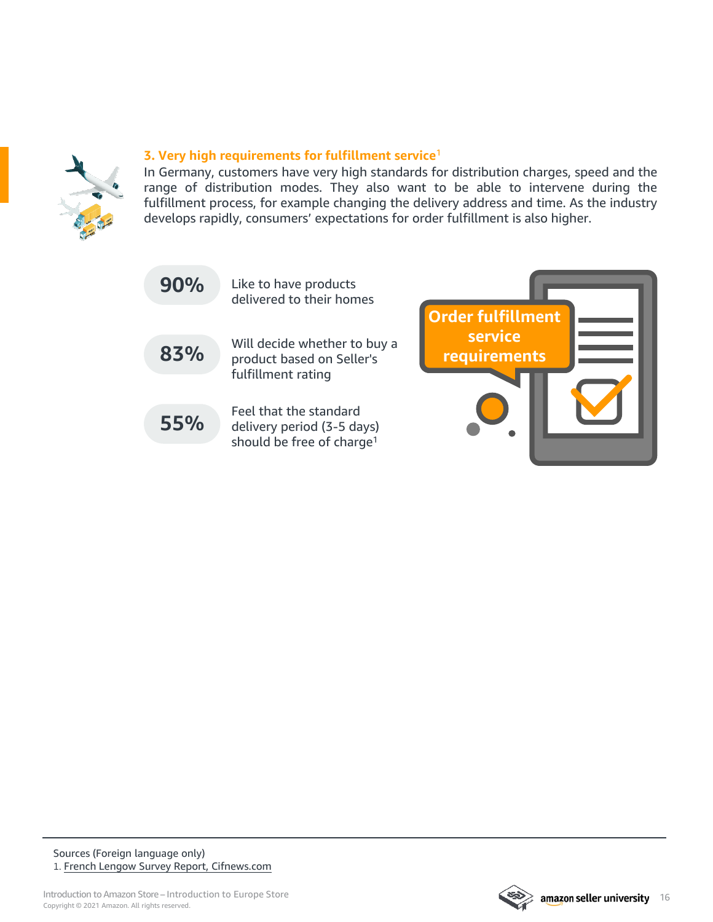### 3. Very high requirements for fulfillment service[1]

In Germany, customers have very high standards for distribution charges, speed and the range of distribution modes. They also want to be able to intervene during the fulfillment process, for example changing the delivery address and time. As the industry develops rapidly, consumers' expectations for order fulfillment is also higher.

**90%** Like to have products delivered to their homes

**83%** Will decide whether to buy a product based on Seller's fulfillment rating

**55%** Feel that the standard delivery period (3-5 days) should be free of charge[1]

Order fulfillment service requirements

Sources (Foreign language only)

1. French Lengow Survey Report, Cifnews.com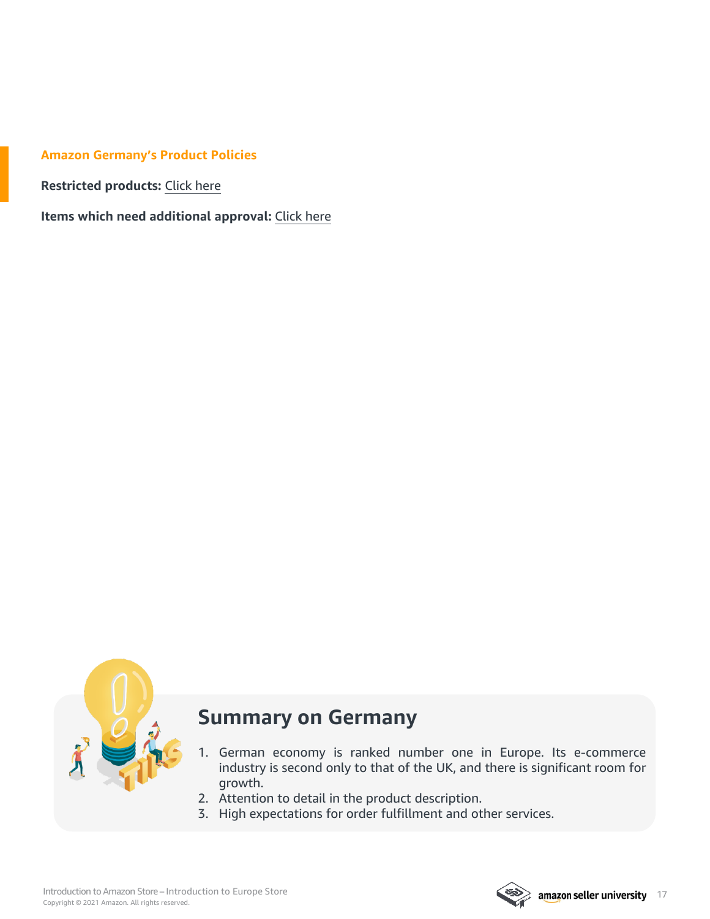## Amazon Germany's Product Policies

**Restricted products:** Click here

**Items which need additional approval:** Click here

## Summary on Germany

1. German economy is ranked number one in Europe. Its e-commerce industry is second only to that of the UK, and there is significant room for growth.
2. Attention to detail in the product description.
3. High expectations for order fulfillment and other services.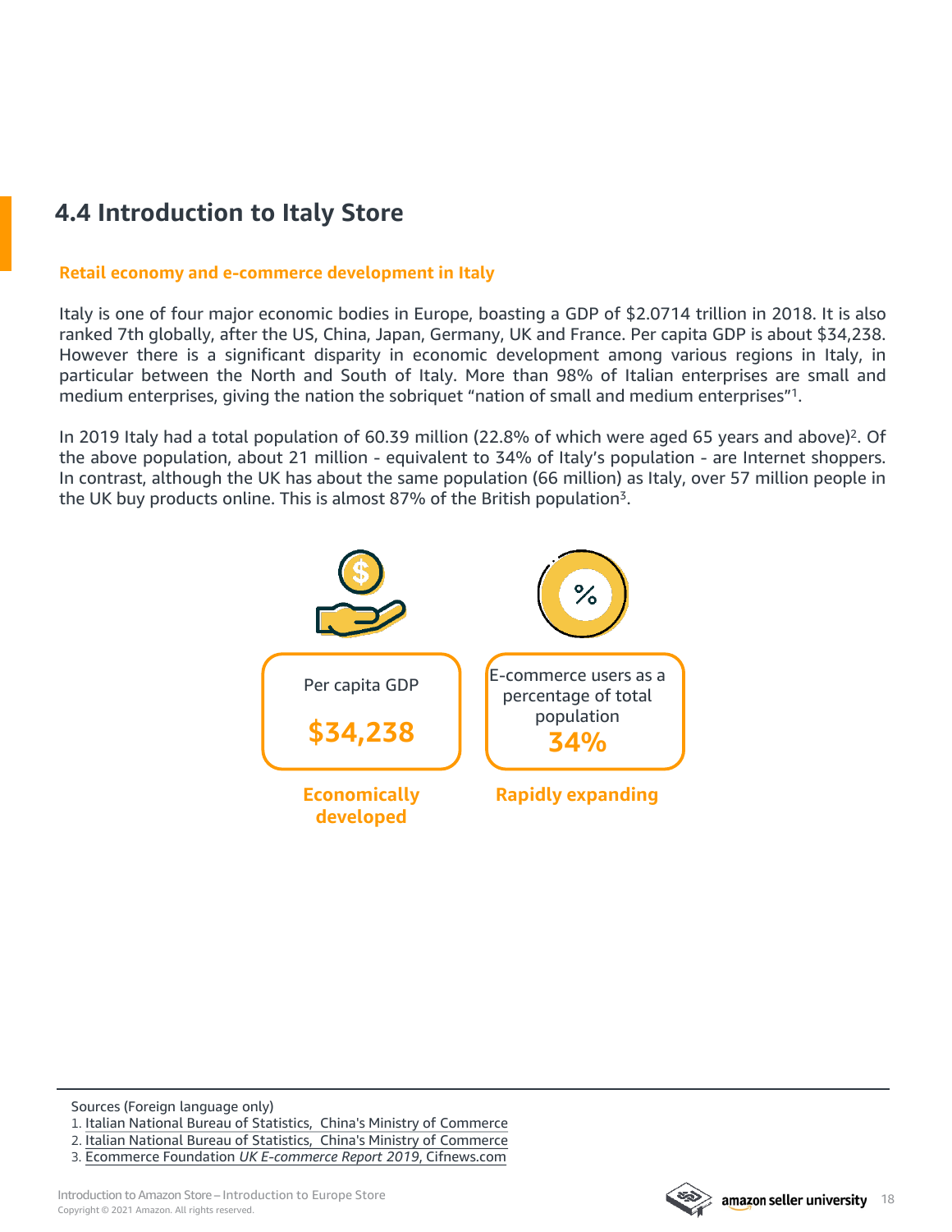## 4.4 Introduction to Italy Store

### Retail economy and e-commerce development in Italy

Italy is one of four major economic bodies in Europe, boasting a GDP of $2.0714 trillion in 2018. It is also ranked 7th globally, after the US, China, Japan, Germany, UK and France. Per capita GDP is about $34,238. However there is a significant disparity in economic development among various regions in Italy, in particular between the North and South of Italy. More than 98% of Italian enterprises are small and medium enterprises, giving the nation the sobriquet "nation of small and medium enterprises"[1].

In 2019 Italy had a total population of 60.39 million (22.8% of which were aged 65 years and above)[2]. Of the above population, about 21 million - equivalent to 34% of Italy's population - are Internet shoppers. In contrast, although the UK has about the same population (66 million) as Italy, over 57 million people in the UK buy products online. This is almost 87% of the British population[3].

Per capita GDP

**$34,238**

**Economically developed**

E-commerce users as a percentage of total population

**34%**

**Rapidly expanding**

---

Sources (Foreign language only)

1. Italian National Bureau of Statistics, China's Ministry of Commerce
2. Italian National Bureau of Statistics, China's Ministry of Commerce
3. Ecommerce Foundation *UK E-commerce Report 2019*, Cifnews.com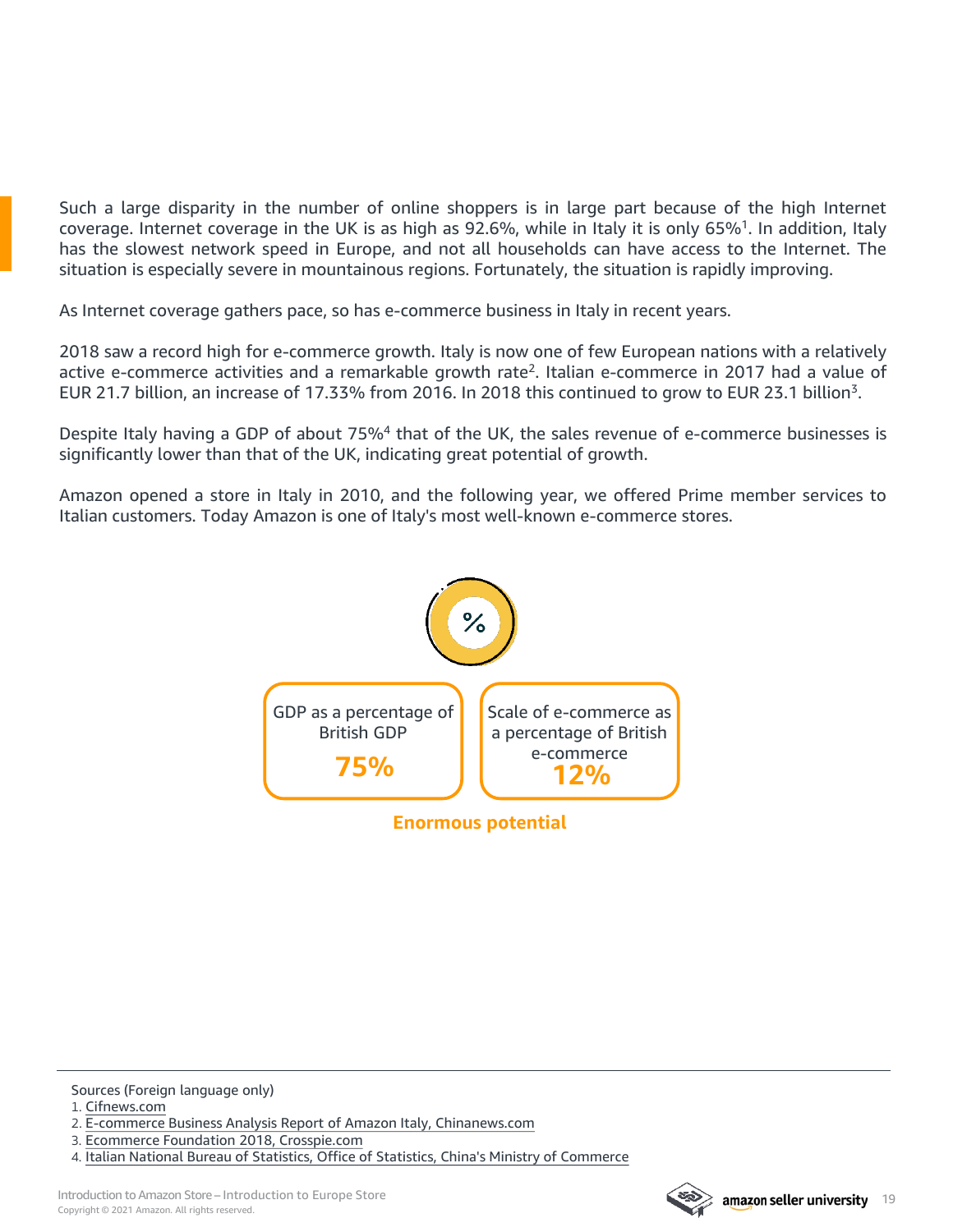Such a large disparity in the number of online shoppers is in large part because of the high Internet coverage. Internet coverage in the UK is as high as 92.6%, while in Italy it is only 65%[1]. In addition, Italy has the slowest network speed in Europe, and not all households can have access to the Internet. The situation is especially severe in mountainous regions. Fortunately, the situation is rapidly improving.

As Internet coverage gathers pace, so has e-commerce business in Italy in recent years.

2018 saw a record high for e-commerce growth. Italy is now one of few European nations with a relatively active e-commerce activities and a remarkable growth rate[2]. Italian e-commerce in 2017 had a value of EUR 21.7 billion, an increase of 17.33% from 2016. In 2018 this continued to grow to EUR 23.1 billion[3].

Despite Italy having a GDP of about 75%[4] that of the UK, the sales revenue of e-commerce businesses is significantly lower than that of the UK, indicating great potential of growth.

Amazon opened a store in Italy in 2010, and the following year, we offered Prime member services to Italian customers. Today Amazon is one of Italy's most well-known e-commerce stores.

| GDP as a percentage of British GDP | Scale of e-commerce as a percentage of British e-commerce |
| --- | --- |
| **75%** | **12%** |

**Enormous potential**

---

Sources (Foreign language only)

1. Cifnews.com
2. E-commerce Business Analysis Report of Amazon Italy, Chinanews.com
3. Ecommerce Foundation 2018, Crosspie.com
4. Italian National Bureau of Statistics, Office of Statistics, China's Ministry of Commerce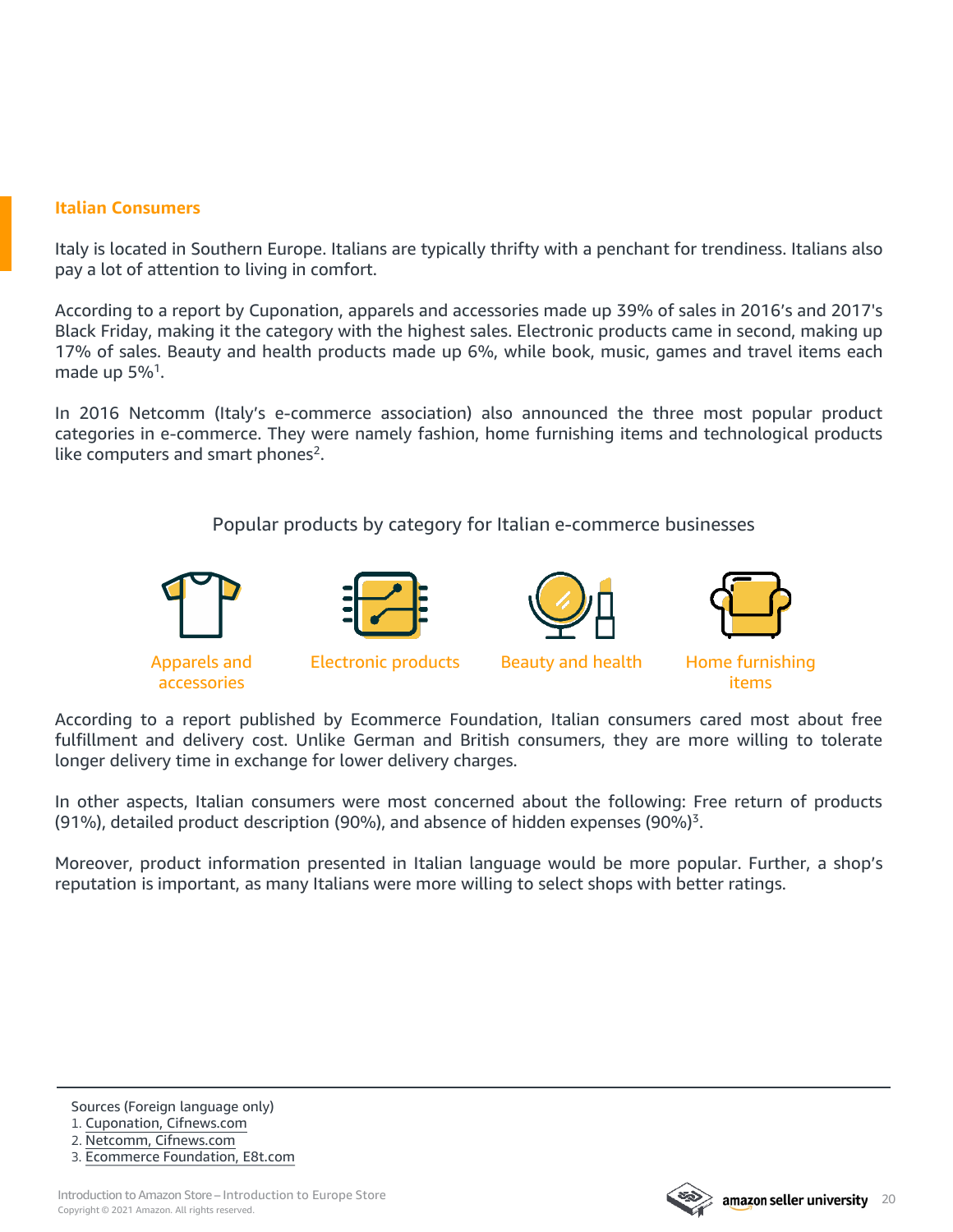## Italian Consumers

Italy is located in Southern Europe. Italians are typically thrifty with a penchant for trendiness. Italians also pay a lot of attention to living in comfort.

According to a report by Cuponation, apparels and accessories made up 39% of sales in 2016's and 2017's Black Friday, making it the category with the highest sales. Electronic products came in second, making up 17% of sales. Beauty and health products made up 6%, while book, music, games and travel items each made up 5%[1].

In 2016 Netcomm (Italy's e-commerce association) also announced the three most popular product categories in e-commerce. They were namely fashion, home furnishing items and technological products like computers and smart phones[2].

Popular products by category for Italian e-commerce businesses

- Apparels and accessories
- Electronic products
- Beauty and health
- Home furnishing items

According to a report published by Ecommerce Foundation, Italian consumers cared most about free fulfillment and delivery cost. Unlike German and British consumers, they are more willing to tolerate longer delivery time in exchange for lower delivery charges.

In other aspects, Italian consumers were most concerned about the following: Free return of products (91%), detailed product description (90%), and absence of hidden expenses (90%)[3].

Moreover, product information presented in Italian language would be more popular. Further, a shop's reputation is important, as many Italians were more willing to select shops with better ratings.

---

Sources (Foreign language only)

1. Cuponation, Cifnews.com
2. Netcomm, Cifnews.com
3. Ecommerce Foundation, E8t.com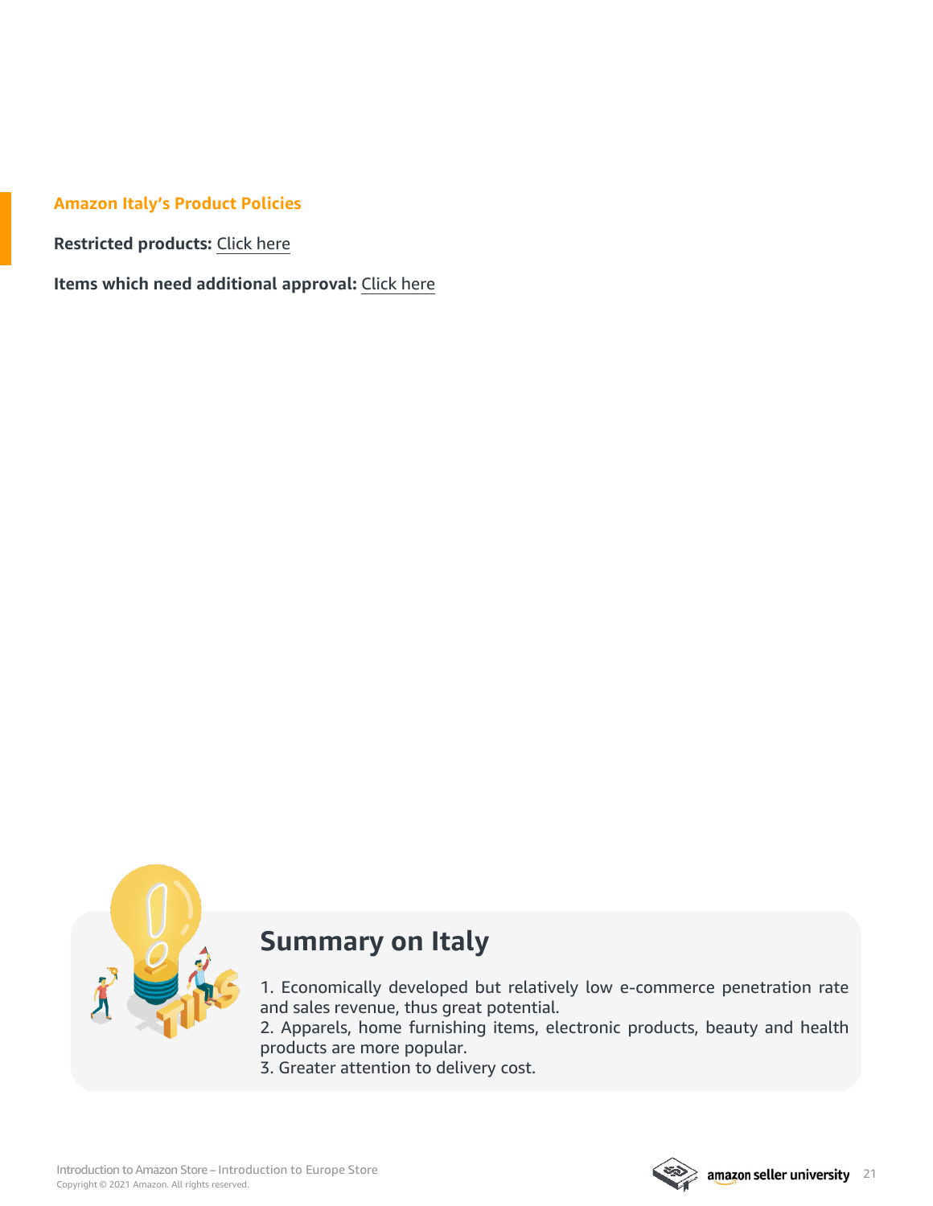## Amazon Italy's Product Policies

**Restricted products:** Click here

**Items which need additional approval:** Click here

## Summary on Italy

1. Economically developed but relatively low e-commerce penetration rate and sales revenue, thus great potential.
2. Apparels, home furnishing items, electronic products, beauty and health products are more popular.
3. Greater attention to delivery cost.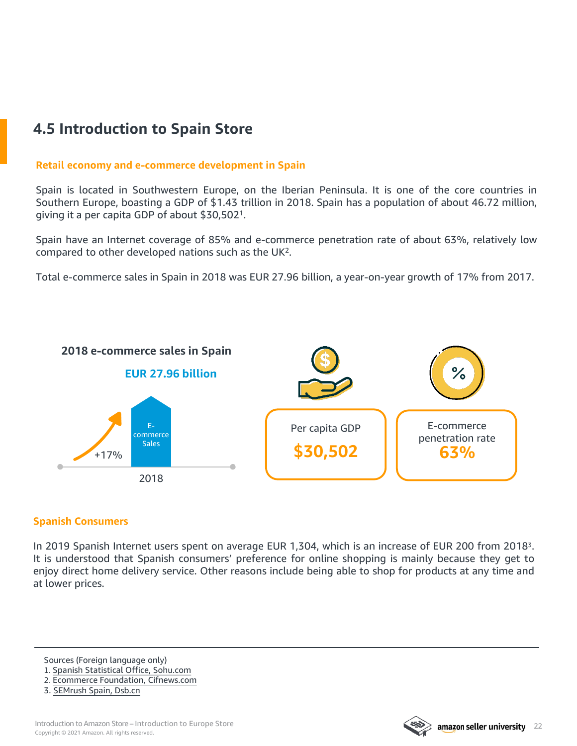## 4.5 Introduction to Spain Store

### Retail economy and e-commerce development in Spain

Spain is located in Southwestern Europe, on the Iberian Peninsula. It is one of the core countries in Southern Europe, boasting a GDP of $1.43 trillion in 2018. Spain has a population of about 46.72 million, giving it a per capita GDP of about $30,502[1].

Spain have an Internet coverage of 85% and e-commerce penetration rate of about 63%, relatively low compared to other developed nations such as the UK[2].

Total e-commerce sales in Spain in 2018 was EUR 27.96 billion, a year-on-year growth of 17% from 2017.

**2018 e-commerce sales in Spain**

**EUR 27.96 billion**

E-commerce Sales

+17%

2018

Per capita GDP

**$30,502**

E-commerce penetration rate

**63%**

### Spanish Consumers

In 2019 Spanish Internet users spent on average EUR 1,304, which is an increase of EUR 200 from 2018[3]. It is understood that Spanish consumers' preference for online shopping is mainly because they get to enjoy direct home delivery service. Other reasons include being able to shop for products at any time and at lower prices.

---

Sources (Foreign language only)

1. Spanish Statistical Office, Sohu.com
2. Ecommerce Foundation, Cifnews.com
3. SEMrush Spain, Dsb.cn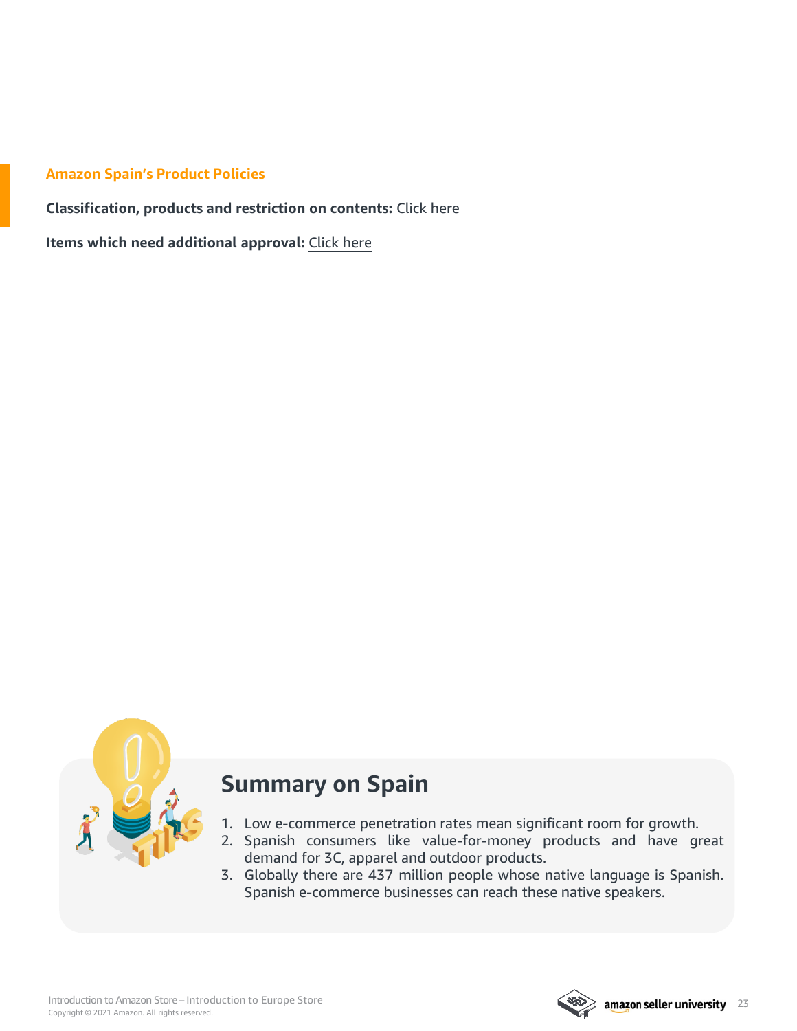## Amazon Spain's Product Policies

**Classification, products and restriction on contents:** Click here

**Items which need additional approval:** Click here

## Summary on Spain

1. Low e-commerce penetration rates mean significant room for growth.
2. Spanish consumers like value-for-money products and have great demand for 3C, apparel and outdoor products.
3. Globally there are 437 million people whose native language is Spanish. Spanish e-commerce businesses can reach these native speakers.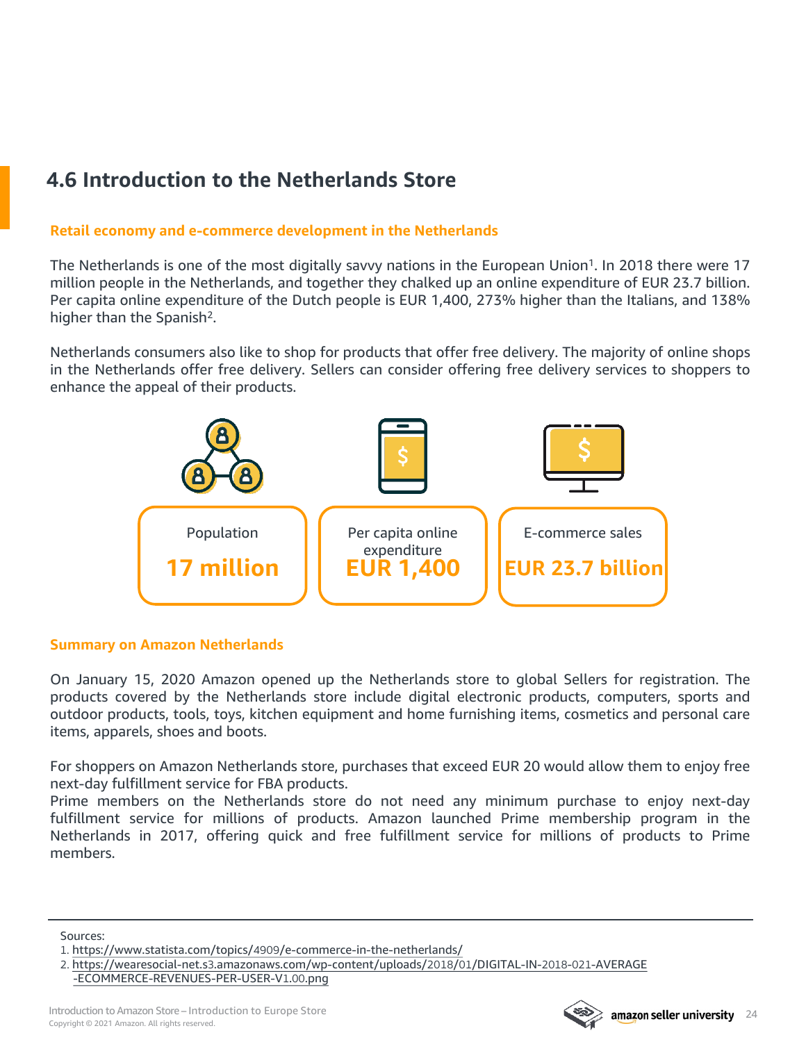## 4.6 Introduction to the Netherlands Store

### Retail economy and e-commerce development in the Netherlands

The Netherlands is one of the most digitally savvy nations in the European Union[1]. In 2018 there were 17 million people in the Netherlands, and together they chalked up an online expenditure of EUR 23.7 billion. Per capita online expenditure of the Dutch people is EUR 1,400, 273% higher than the Italians, and 138% higher than the Spanish[2].

Netherlands consumers also like to shop for products that offer free delivery. The majority of online shops in the Netherlands offer free delivery. Sellers can consider offering free delivery services to shoppers to enhance the appeal of their products.

Population
**17 million**

Per capita online expenditure
**EUR 1,400**

E-commerce sales
**EUR 23.7 billion**

### Summary on Amazon Netherlands

On January 15, 2020 Amazon opened up the Netherlands store to global Sellers for registration. The products covered by the Netherlands store include digital electronic products, computers, sports and outdoor products, tools, toys, kitchen equipment and home furnishing items, cosmetics and personal care items, apparels, shoes and boots.

For shoppers on Amazon Netherlands store, purchases that exceed EUR 20 would allow them to enjoy free next-day fulfillment service for FBA products.
Prime members on the Netherlands store do not need any minimum purchase to enjoy next-day fulfillment service for millions of products. Amazon launched Prime membership program in the Netherlands in 2017, offering quick and free fulfillment service for millions of products to Prime members.

---

Sources:
1. https://www.statista.com/topics/4909/e-commerce-in-the-netherlands/
2. https://wearesocial-net.s3.amazonaws.com/wp-content/uploads/2018/01/DIGITAL-IN-2018-021-AVERAGE-ECOMMERCE-REVENUES-PER-USER-V1.00.png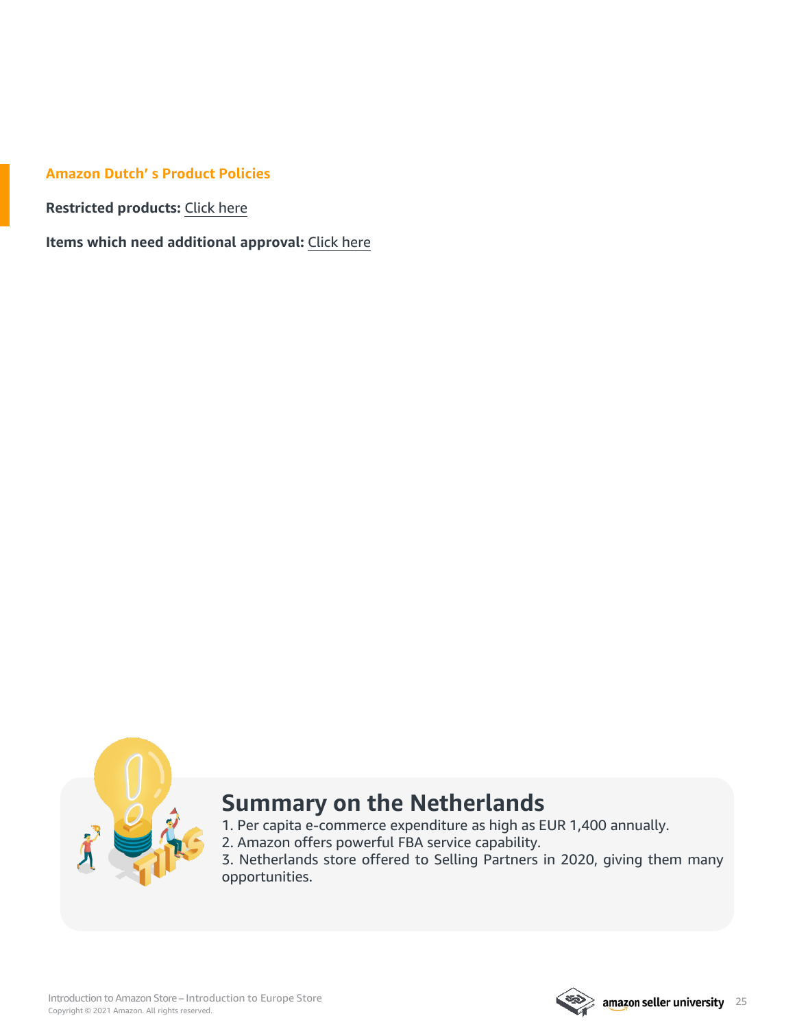## Amazon Dutch' s Product Policies

**Restricted products:** Click here

**Items which need additional approval:** Click here

## Summary on the Netherlands

1. Per capita e-commerce expenditure as high as EUR 1,400 annually.
2. Amazon offers powerful FBA service capability.
3. Netherlands store offered to Selling Partners in 2020, giving them many opportunities.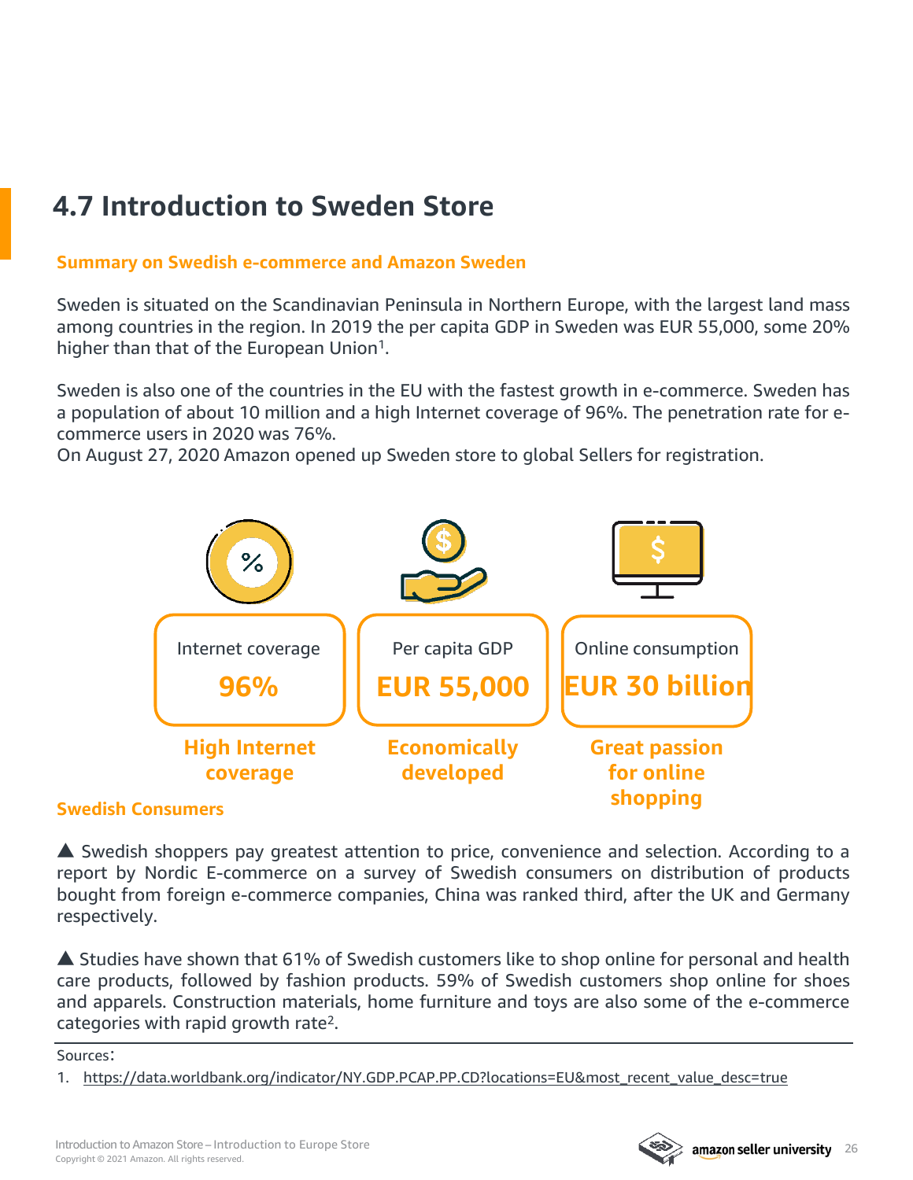## 4.7 Introduction to Sweden Store

### Summary on Swedish e-commerce and Amazon Sweden

Sweden is situated on the Scandinavian Peninsula in Northern Europe, with the largest land mass among countries in the region. In 2019 the per capita GDP in Sweden was EUR 55,000, some 20% higher than that of the European Union[1].

Sweden is also one of the countries in the EU with the fastest growth in e-commerce. Sweden has a population of about 10 million and a high Internet coverage of 96%. The penetration rate for e-commerce users in 2020 was 76%.
On August 27, 2020 Amazon opened up Sweden store to global Sellers for registration.

| Internet coverage | Per capita GDP | Online consumption |
| --- | --- | --- |
| **96%** | **EUR 55,000** | **EUR 30 billion** |
| **High Internet coverage** | **Economically developed** | **Great passion for online shopping** |

### Swedish Consumers

▲ Swedish shoppers pay greatest attention to price, convenience and selection. According to a report by Nordic E-commerce on a survey of Swedish consumers on distribution of products bought from foreign e-commerce companies, China was ranked third, after the UK and Germany respectively.

▲ Studies have shown that 61% of Swedish customers like to shop online for personal and health care products, followed by fashion products. 59% of Swedish customers shop online for shoes and apparels. Construction materials, home furniture and toys are also some of the e-commerce categories with rapid growth rate[2].

---

Sources:

1. https://data.worldbank.org/indicator/NY.GDP.PCAP.PP.CD?locations=EU&most_recent_value_desc=true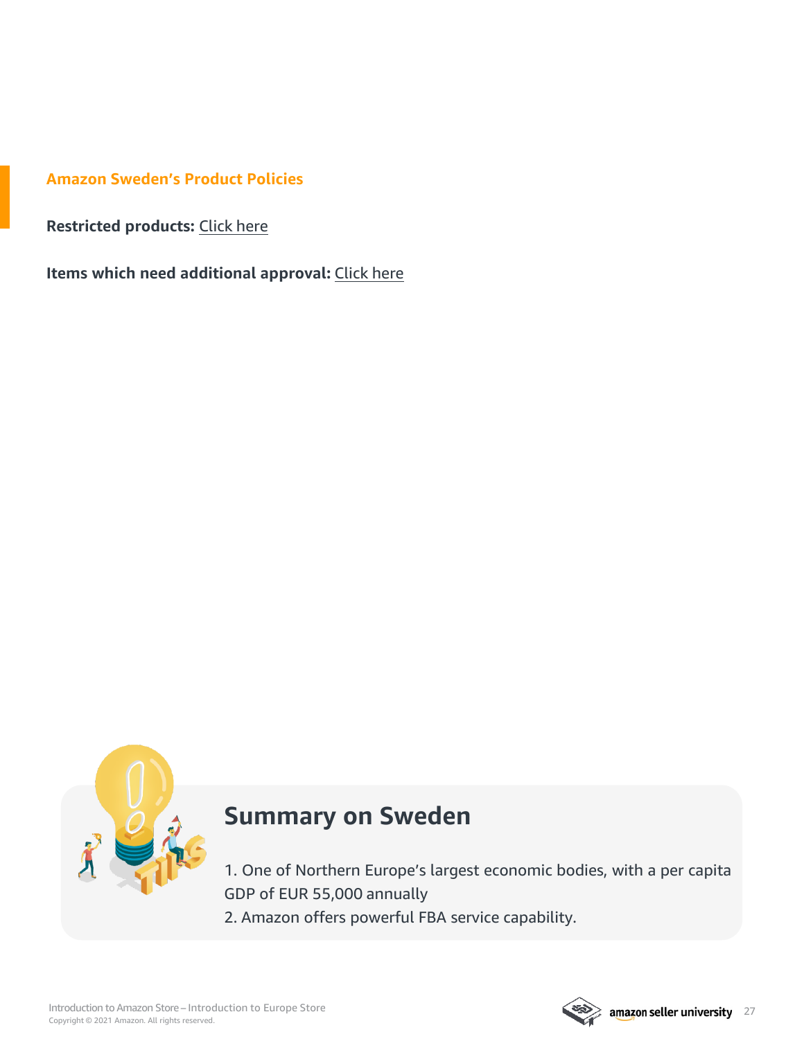## Amazon Sweden's Product Policies

**Restricted products:** Click here

**Items which need additional approval:** Click here

### Summary on Sweden

1. One of Northern Europe's largest economic bodies, with a per capita GDP of EUR 55,000 annually
2. Amazon offers powerful FBA service capability.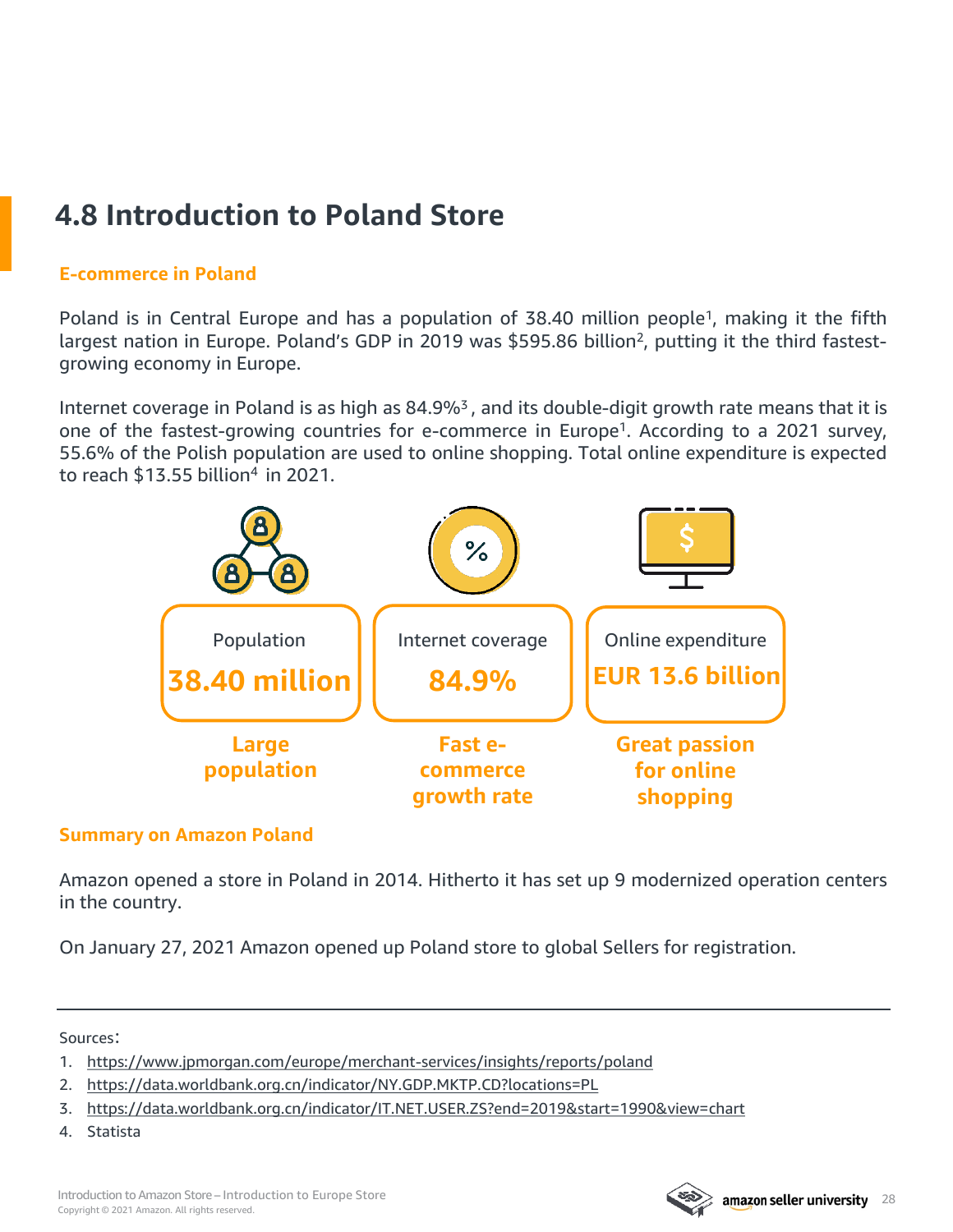# 4.8 Introduction to Poland Store

## E-commerce in Poland

Poland is in Central Europe and has a population of 38.40 million people[1], making it the fifth largest nation in Europe. Poland's GDP in 2019 was $595.86 billion[2], putting it the third fastest-growing economy in Europe.

Internet coverage in Poland is as high as 84.9%[3], and its double-digit growth rate means that it is one of the fastest-growing countries for e-commerce in Europe[1]. According to a 2021 survey, 55.6% of the Polish population are used to online shopping. Total online expenditure is expected to reach $13.55 billion[4] in 2021.

| Population | Internet coverage | Online expenditure |
|---|---|---|
| **38.40 million** | **84.9%** | **EUR 13.6 billion** |
| **Large population** | **Fast e-commerce growth rate** | **Great passion for online shopping** |

## Summary on Amazon Poland

Amazon opened a store in Poland in 2014. Hitherto it has set up 9 modernized operation centers in the country.

On January 27, 2021 Amazon opened up Poland store to global Sellers for registration.

---

Sources:

1. https://www.jpmorgan.com/europe/merchant-services/insights/reports/poland
2. https://data.worldbank.org.cn/indicator/NY.GDP.MKTP.CD?locations=PL
3. https://data.worldbank.org.cn/indicator/IT.NET.USER.ZS?end=2019&start=1990&view=chart
4. Statista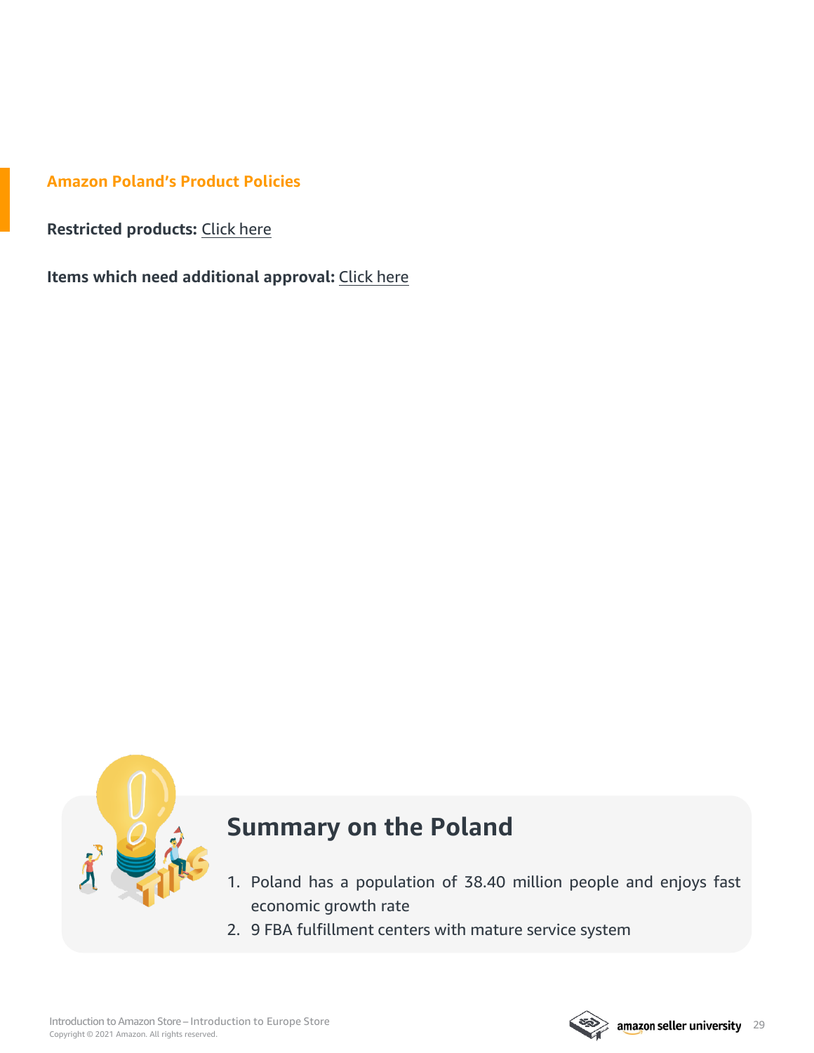## Amazon Poland's Product Policies

**Restricted products:** Click here

**Items which need additional approval:** Click here

## Summary on the Poland

1. Poland has a population of 38.40 million people and enjoys fast economic growth rate
2. 9 FBA fulfillment centers with mature service system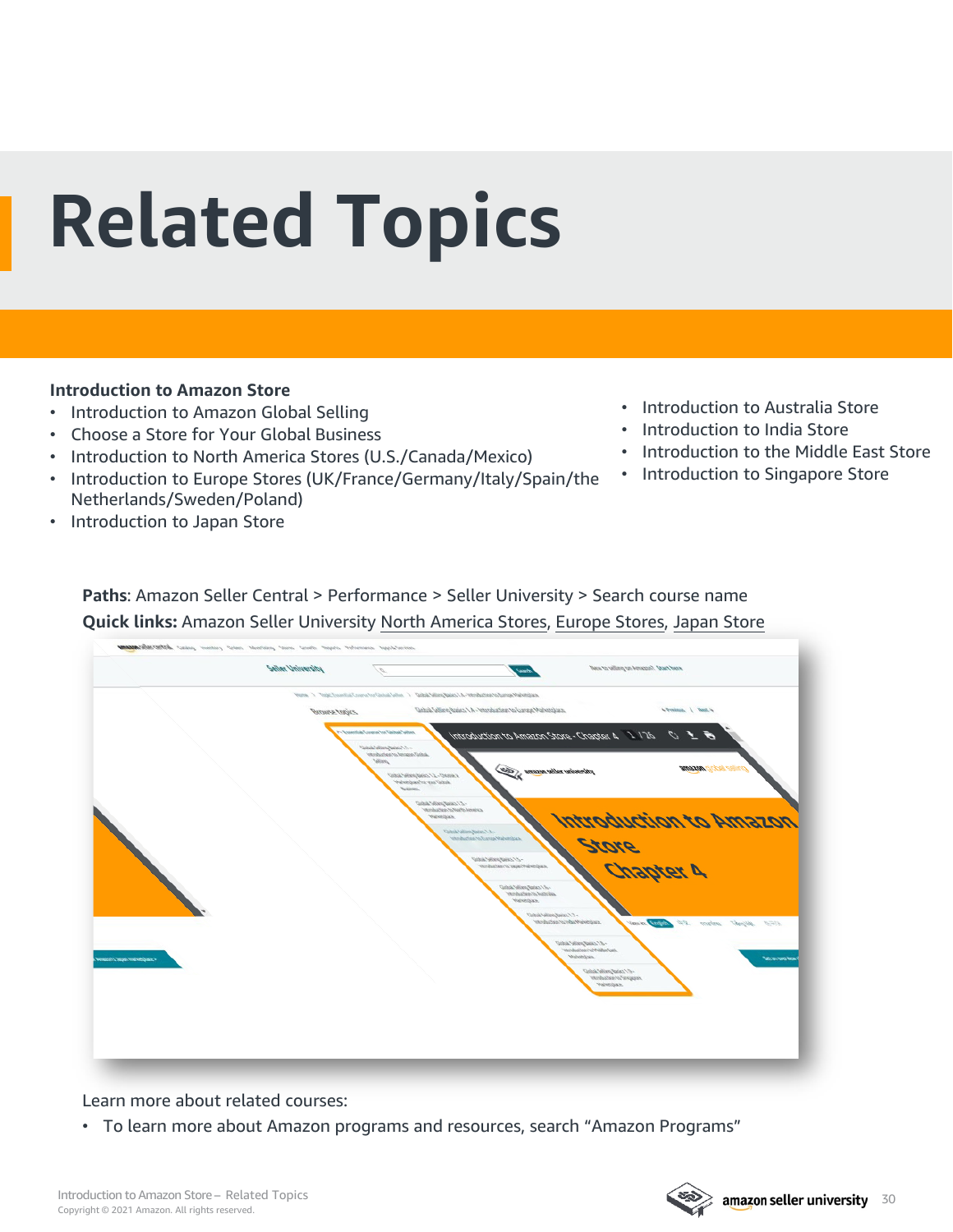# Related Topics

**Introduction to Amazon Store**

- Introduction to Amazon Global Selling
- Choose a Store for Your Global Business
- Introduction to North America Stores (U.S./Canada/Mexico)
- Introduction to Europe Stores (UK/France/Germany/Italy/Spain/the Netherlands/Sweden/Poland)
- Introduction to Japan Store
- Introduction to Australia Store
- Introduction to India Store
- Introduction to the Middle East Store
- Introduction to Singapore Store

**Paths**: Amazon Seller Central > Performance > Seller University > Search course name

**Quick links:** Amazon Seller University North America Stores, Europe Stores, Japan Store

Learn more about related courses:

- To learn more about Amazon programs and resources, search "Amazon Programs"